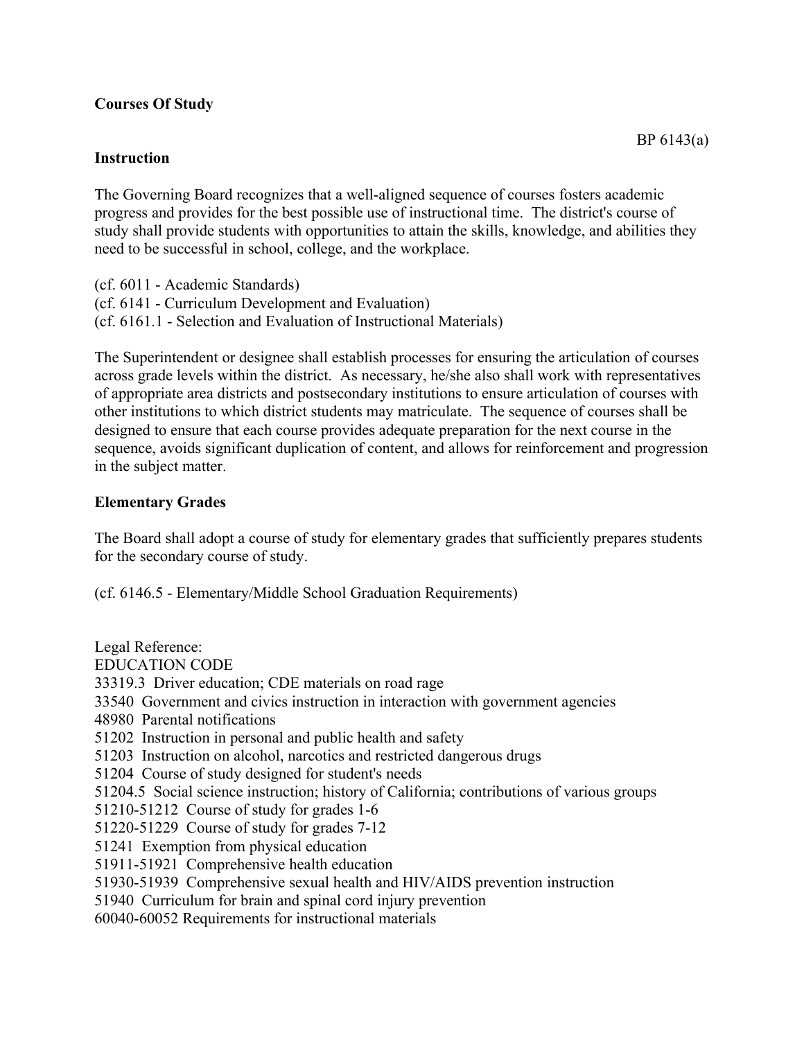**Courses Of Study**

BP 6143(a)

**Instruction**

The Governing Board recognizes that a well-aligned sequence of courses fosters academic progress and provides for the best possible use of instructional time. The district's course of study shall provide students with opportunities to attain the skills, knowledge, and abilities they need to be successful in school, college, and the workplace.

(cf. 6011 - Academic Standards)
(cf. 6141 - Curriculum Development and Evaluation)
(cf. 6161.1 - Selection and Evaluation of Instructional Materials)

The Superintendent or designee shall establish processes for ensuring the articulation of courses across grade levels within the district. As necessary, he/she also shall work with representatives of appropriate area districts and postsecondary institutions to ensure articulation of courses with other institutions to which district students may matriculate. The sequence of courses shall be designed to ensure that each course provides adequate preparation for the next course in the sequence, avoids significant duplication of content, and allows for reinforcement and progression in the subject matter.

**Elementary Grades**

The Board shall adopt a course of study for elementary grades that sufficiently prepares students for the secondary course of study.

(cf. 6146.5 - Elementary/Middle School Graduation Requirements)

Legal Reference:
EDUCATION CODE
33319.3 Driver education; CDE materials on road rage
33540 Government and civics instruction in interaction with government agencies
48980 Parental notifications
51202 Instruction in personal and public health and safety
51203 Instruction on alcohol, narcotics and restricted dangerous drugs
51204 Course of study designed for student's needs
51204.5 Social science instruction; history of California; contributions of various groups
51210-51212 Course of study for grades 1-6
51220-51229 Course of study for grades 7-12
51241 Exemption from physical education
51911-51921 Comprehensive health education
51930-51939 Comprehensive sexual health and HIV/AIDS prevention instruction
51940 Curriculum for brain and spinal cord injury prevention
60040-60052 Requirements for instructional materials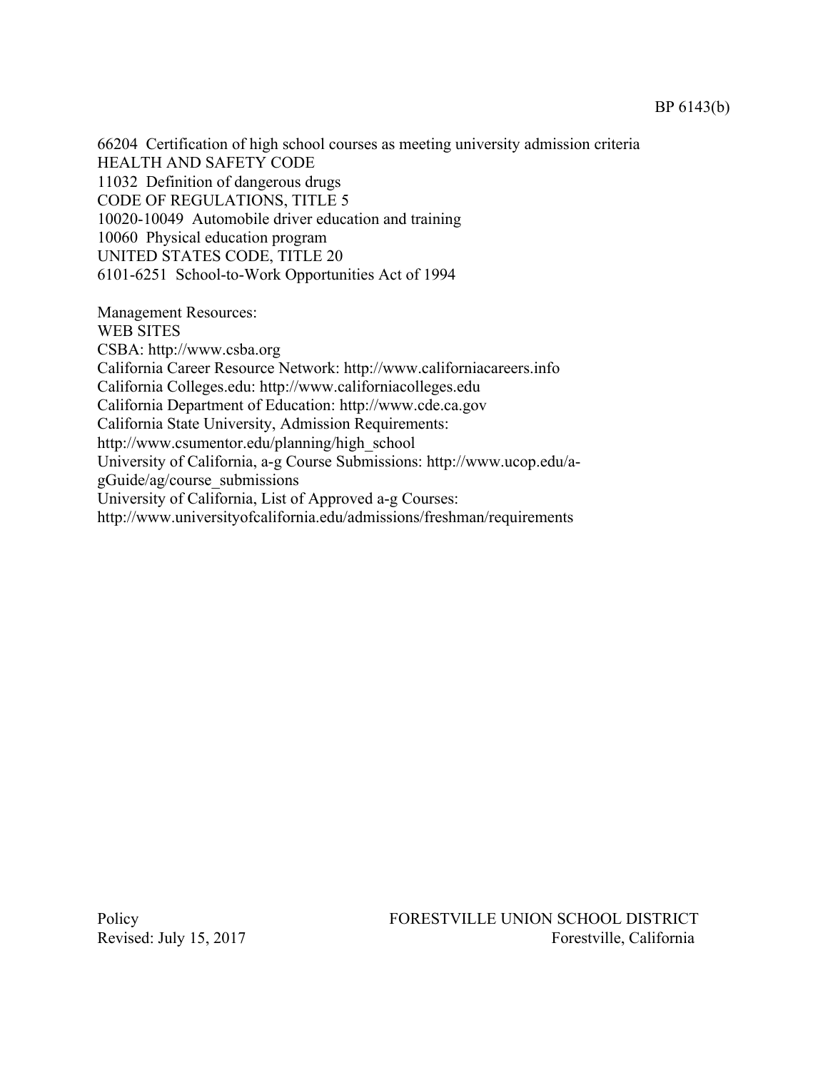66204 Certification of high school courses as meeting university admission criteria
HEALTH AND SAFETY CODE
11032 Definition of dangerous drugs
CODE OF REGULATIONS, TITLE 5
10020-10049 Automobile driver education and training
10060 Physical education program
UNITED STATES CODE, TITLE 20
6101-6251 School-to-Work Opportunities Act of 1994

Management Resources:
WEB SITES
CSBA: http://www.csba.org
California Career Resource Network: http://www.californiacareers.info
California Colleges.edu: http://www.californiacolleges.edu
California Department of Education: http://www.cde.ca.gov
California State University, Admission Requirements:
http://www.csumentor.edu/planning/high_school
University of California, a-g Course Submissions: http://www.ucop.edu/a-gGuide/ag/course_submissions
University of California, List of Approved a-g Courses:
http://www.universityofcalifornia.edu/admissions/freshman/requirements

Policy
Revised: July 15, 2017

FORESTVILLE UNION SCHOOL DISTRICT
Forestville, California